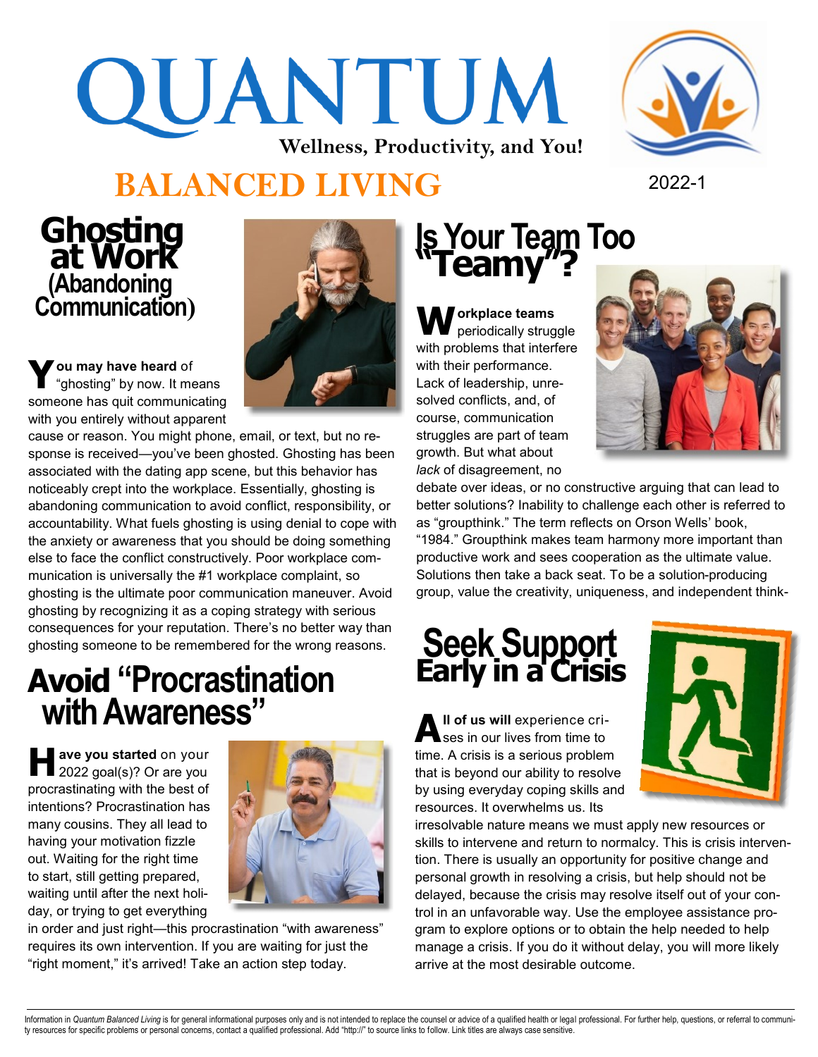# QUANTUM

**Wellness, Productivity, and You!**

# BALANCED LIVING

2022-1

## Ghosting at Work (Abandoning Communication)

**You may have heard** of "ghosting" by now. It means someone has quit communicating with you entirely without apparent cause or reason. You might phone, email, or text, but no response is received—you've been ghosted. Ghosting has been associated with the dating app scene, but this behavior has noticeably crept into the workplace. Essentially, ghosting is abandoning communication to avoid conflict, responsibility, or accountability. What fuels ghosting is using denial to cope with the anxiety or awareness that you should be doing something else to face the conflict constructively. Poor workplace communication is universally the #1 workplace complaint, so ghosting is the ultimate poor communication maneuver. Avoid ghosting by recognizing it as a coping strategy with serious consequences for your reputation. There's no better way than ghosting someone to be remembered for the wrong reasons.

## Avoid "Procrastination with Awareness"

**Have you started** on your 2022 goal(s)? Or are you procrastinating with the best of intentions? Procrastination has many cousins. They all lead to having your motivation fizzle out. Waiting for the right time to start, still getting prepared, waiting until after the next holiday, or trying to get everything in order and just right—this procrastination "with awareness" requires its own intervention. If you are waiting for just the "right moment," it's arrived! Take an action step today.

## Is Your Team Too "Teamy"?

**Workplace teams** periodically struggle with problems that interfere with their performance. Lack of leadership, unresolved conflicts, and, of course, communication struggles are part of team growth. But what about *lack* of disagreement, no debate over ideas, or no constructive arguing that can lead to better solutions? Inability to challenge each other is referred to as "groupthink." The term reflects on Orson Wells' book, "1984." Groupthink makes team harmony more important than productive work and sees cooperation as the ultimate value. Solutions then take a back seat. To be a solution-producing group, value the creativity, uniqueness, and independent think-

## Seek Support Early in a Crisis

**All of us will** experience crises in our lives from time to time. A crisis is a serious problem that is beyond our ability to resolve by using everyday coping skills and resources. It overwhelms us. Its irresolvable nature means we must apply new resources or skills to intervene and return to normalcy. This is crisis intervention. There is usually an opportunity for positive change and personal growth in resolving a crisis, but help should not be delayed, because the crisis may resolve itself out of your control in an unfavorable way. Use the employee assistance program to explore options or to obtain the help needed to help manage a crisis. If you do it without delay, you will more likely arrive at the most desirable outcome.

Information in *Quantum Balanced Living* is for general informational purposes only and is not intended to replace the counsel or advice of a qualified health or legal professional. For further help, questions, or referral to community resources for specific problems or personal concerns, contact a qualified professional. Add "http://" to source links to follow. Link titles are always case sensitive.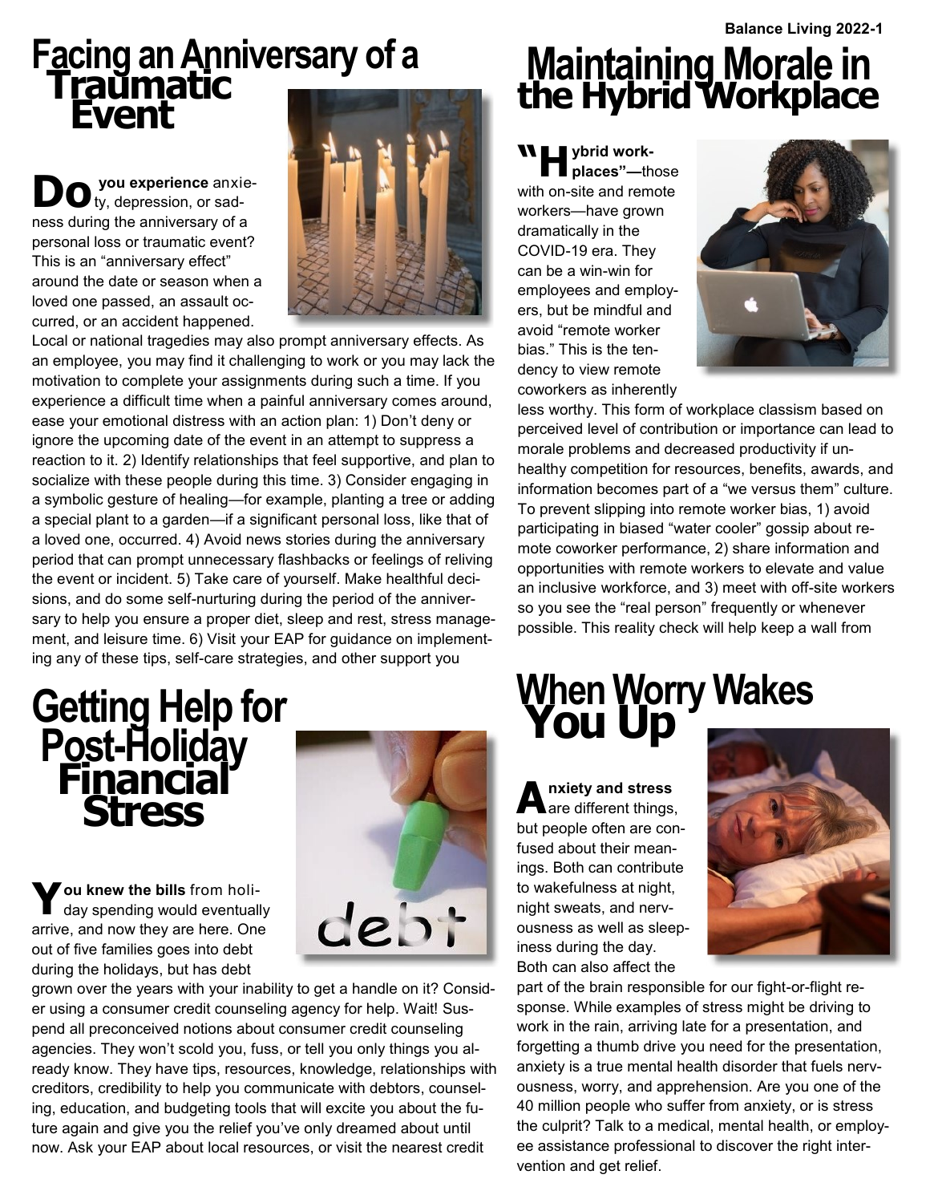# Facing an Anniversary of a Traumatic Event

**Do you experience** anxiety, depression, or sadness during the anniversary of a personal loss or traumatic event? This is an "anniversary effect" around the date or season when a loved one passed, an assault occurred, or an accident happened. Local or national tragedies may also prompt anniversary effects. As an employee, you may find it challenging to work or you may lack the motivation to complete your assignments during such a time. If you experience a difficult time when a painful anniversary comes around, ease your emotional distress with an action plan: 1) Don't deny or ignore the upcoming date of the event in an attempt to suppress a reaction to it. 2) Identify relationships that feel supportive, and plan to socialize with these people during this time. 3) Consider engaging in a symbolic gesture of healing—for example, planting a tree or adding a special plant to a garden—if a significant personal loss, like that of a loved one, occurred. 4) Avoid news stories during the anniversary period that can prompt unnecessary flashbacks or feelings of reliving the event or incident. 5) Take care of yourself. Make healthful decisions, and do some self-nurturing during the period of the anniversary to help you ensure a proper diet, sleep and rest, stress management, and leisure time. 6) Visit your EAP for guidance on implementing any of these tips, self-care strategies, and other support you

# Getting Help for Post-Holiday Financial Stress

**You knew the bills** from holiday spending would eventually arrive, and now they are here. One out of five families goes into debt during the holidays, but has debt grown over the years with your inability to get a handle on it? Consider using a consumer credit counseling agency for help. Wait! Suspend all preconceived notions about consumer credit counseling agencies. They won't scold you, fuss, or tell you only things you already know. They have tips, resources, knowledge, relationships with creditors, credibility to help you communicate with debtors, counseling, education, and budgeting tools that will excite you about the future again and give you the relief you've only dreamed about until now. Ask your EAP about local resources, or visit the nearest credit

# Maintaining Morale in the Hybrid Workplace

**"Hybrid workplaces"—**those with on-site and remote workers—have grown dramatically in the COVID-19 era. They can be a win-win for employees and employers, but be mindful and avoid "remote worker bias." This is the tendency to view remote coworkers as inherently less worthy. This form of workplace classism based on perceived level of contribution or importance can lead to morale problems and decreased productivity if unhealthy competition for resources, benefits, awards, and information becomes part of a "we versus them" culture. To prevent slipping into remote worker bias, 1) avoid participating in biased "water cooler" gossip about remote coworker performance, 2) share information and opportunities with remote workers to elevate and value an inclusive workforce, and 3) meet with off-site workers so you see the "real person" frequently or whenever possible. This reality check will help keep a wall from

# When Worry Wakes You Up

**Anxiety and stress** are different things, but people often are confused about their meanings. Both can contribute to wakefulness at night, night sweats, and nervousness as well as sleepiness during the day. Both can also affect the part of the brain responsible for our fight-or-flight response. While examples of stress might be driving to work in the rain, arriving late for a presentation, and forgetting a thumb drive you need for the presentation, anxiety is a true mental health disorder that fuels nervousness, worry, and apprehension. Are you one of the 40 million people who suffer from anxiety, or is stress the culprit? Talk to a medical, mental health, or employee assistance professional to discover the right intervention and get relief.